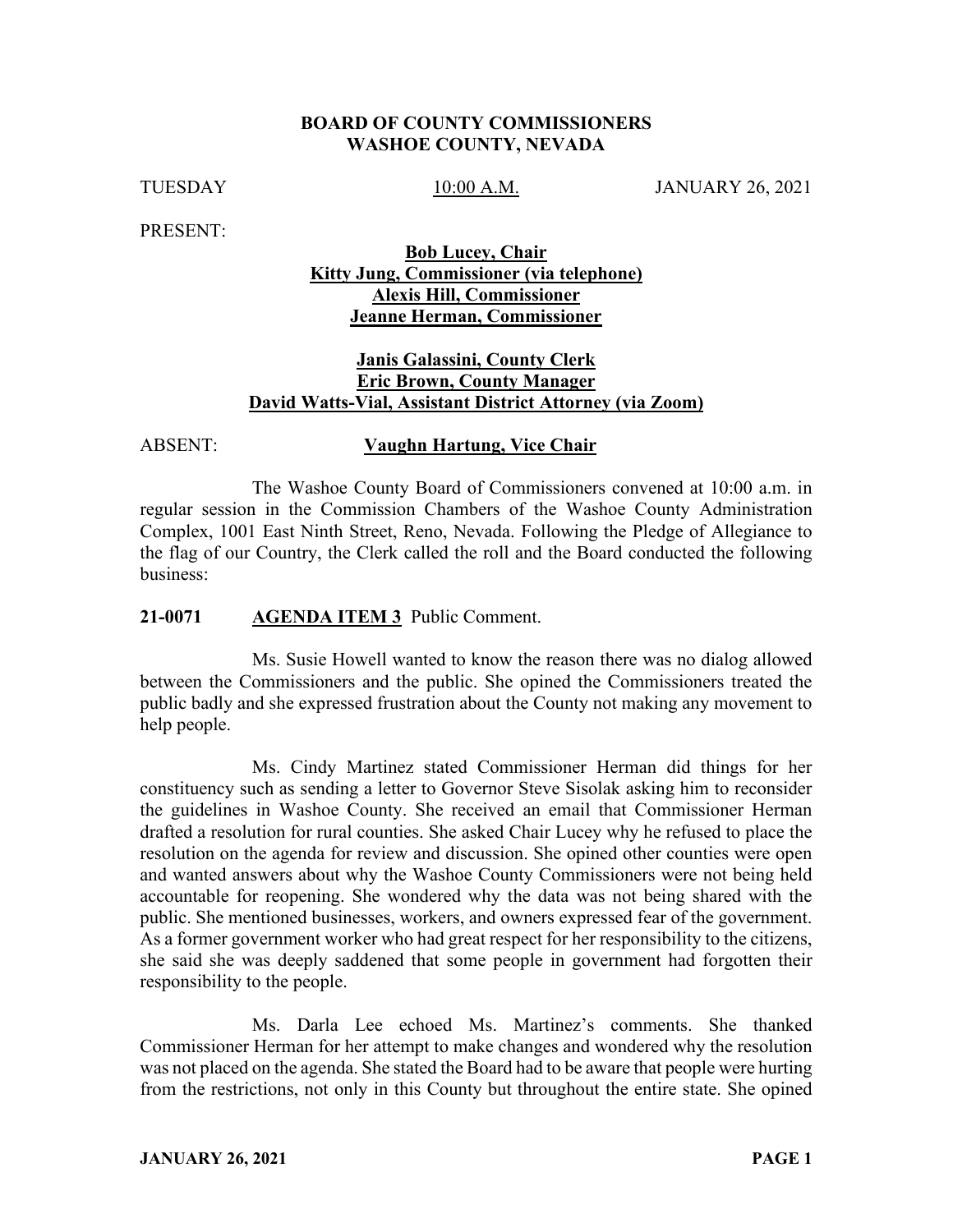**BOARD OF COUNTY COMMISSIONERS**
**WASHOE COUNTY, NEVADA**

TUESDAY 10:00 A.M. JANUARY 26, 2021

PRESENT:

**Bob Lucey, Chair**
**Kitty Jung, Commissioner (via telephone)**
**Alexis Hill, Commissioner**
**Jeanne Herman, Commissioner**

**Janis Galassini, County Clerk**
**Eric Brown, County Manager**
**David Watts-Vial, Assistant District Attorney (via Zoom)**

ABSENT: **Vaughn Hartung, Vice Chair**

The Washoe County Board of Commissioners convened at 10:00 a.m. in regular session in the Commission Chambers of the Washoe County Administration Complex, 1001 East Ninth Street, Reno, Nevada. Following the Pledge of Allegiance to the flag of our Country, the Clerk called the roll and the Board conducted the following business:

**21-0071 AGENDA ITEM 3** Public Comment.

Ms. Susie Howell wanted to know the reason there was no dialog allowed between the Commissioners and the public. She opined the Commissioners treated the public badly and she expressed frustration about the County not making any movement to help people.

Ms. Cindy Martinez stated Commissioner Herman did things for her constituency such as sending a letter to Governor Steve Sisolak asking him to reconsider the guidelines in Washoe County. She received an email that Commissioner Herman drafted a resolution for rural counties. She asked Chair Lucey why he refused to place the resolution on the agenda for review and discussion. She opined other counties were open and wanted answers about why the Washoe County Commissioners were not being held accountable for reopening. She wondered why the data was not being shared with the public. She mentioned businesses, workers, and owners expressed fear of the government. As a former government worker who had great respect for her responsibility to the citizens, she said she was deeply saddened that some people in government had forgotten their responsibility to the people.

Ms. Darla Lee echoed Ms. Martinez's comments. She thanked Commissioner Herman for her attempt to make changes and wondered why the resolution was not placed on the agenda. She stated the Board had to be aware that people were hurting from the restrictions, not only in this County but throughout the entire state. She opined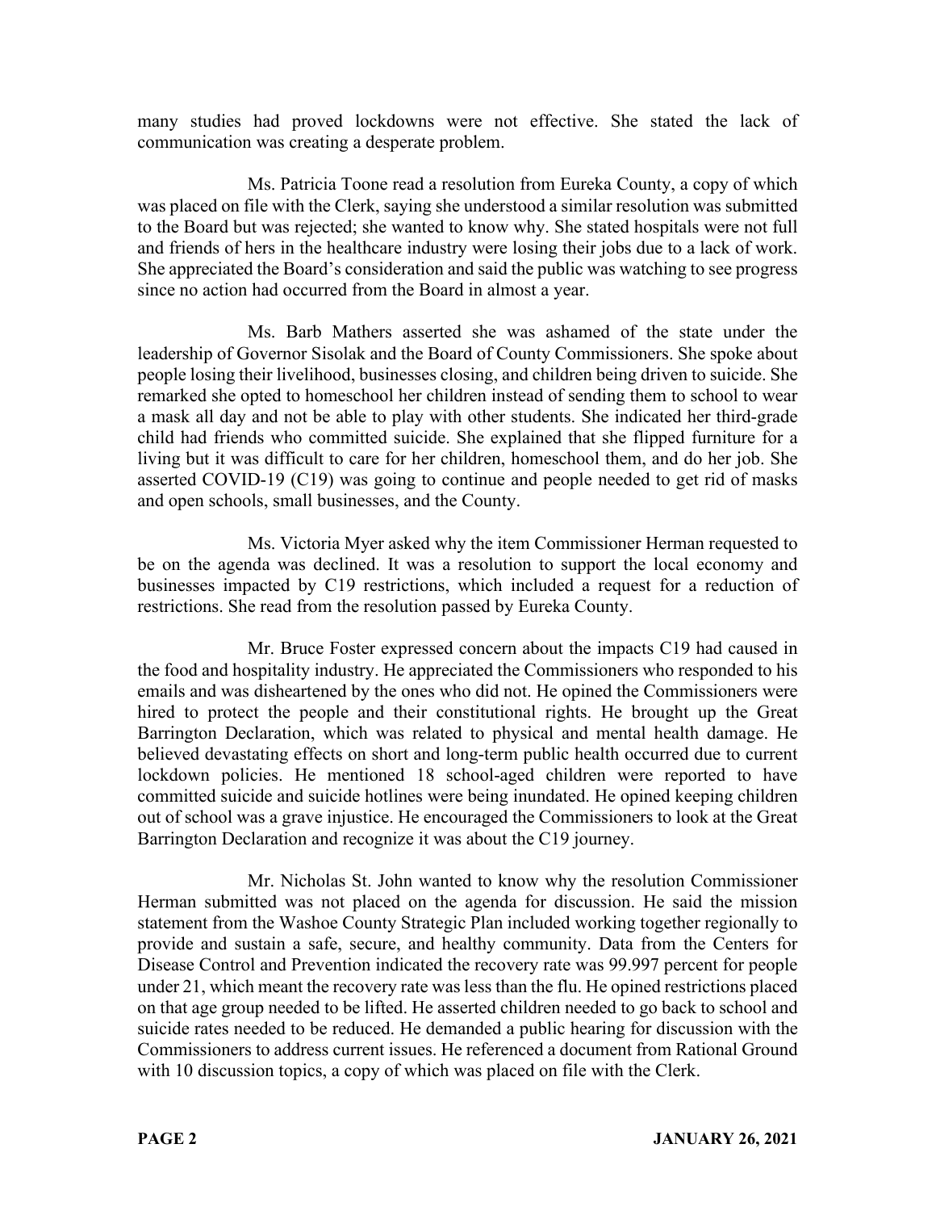many studies had proved lockdowns were not effective. She stated the lack of communication was creating a desperate problem.

Ms. Patricia Toone read a resolution from Eureka County, a copy of which was placed on file with the Clerk, saying she understood a similar resolution was submitted to the Board but was rejected; she wanted to know why. She stated hospitals were not full and friends of hers in the healthcare industry were losing their jobs due to a lack of work. She appreciated the Board's consideration and said the public was watching to see progress since no action had occurred from the Board in almost a year.

Ms. Barb Mathers asserted she was ashamed of the state under the leadership of Governor Sisolak and the Board of County Commissioners. She spoke about people losing their livelihood, businesses closing, and children being driven to suicide. She remarked she opted to homeschool her children instead of sending them to school to wear a mask all day and not be able to play with other students. She indicated her third-grade child had friends who committed suicide. She explained that she flipped furniture for a living but it was difficult to care for her children, homeschool them, and do her job. She asserted COVID-19 (C19) was going to continue and people needed to get rid of masks and open schools, small businesses, and the County.

Ms. Victoria Myer asked why the item Commissioner Herman requested to be on the agenda was declined. It was a resolution to support the local economy and businesses impacted by C19 restrictions, which included a request for a reduction of restrictions. She read from the resolution passed by Eureka County.

Mr. Bruce Foster expressed concern about the impacts C19 had caused in the food and hospitality industry. He appreciated the Commissioners who responded to his emails and was disheartened by the ones who did not. He opined the Commissioners were hired to protect the people and their constitutional rights. He brought up the Great Barrington Declaration, which was related to physical and mental health damage. He believed devastating effects on short and long-term public health occurred due to current lockdown policies. He mentioned 18 school-aged children were reported to have committed suicide and suicide hotlines were being inundated. He opined keeping children out of school was a grave injustice. He encouraged the Commissioners to look at the Great Barrington Declaration and recognize it was about the C19 journey.

Mr. Nicholas St. John wanted to know why the resolution Commissioner Herman submitted was not placed on the agenda for discussion. He said the mission statement from the Washoe County Strategic Plan included working together regionally to provide and sustain a safe, secure, and healthy community. Data from the Centers for Disease Control and Prevention indicated the recovery rate was 99.997 percent for people under 21, which meant the recovery rate was less than the flu. He opined restrictions placed on that age group needed to be lifted. He asserted children needed to go back to school and suicide rates needed to be reduced. He demanded a public hearing for discussion with the Commissioners to address current issues. He referenced a document from Rational Ground with 10 discussion topics, a copy of which was placed on file with the Clerk.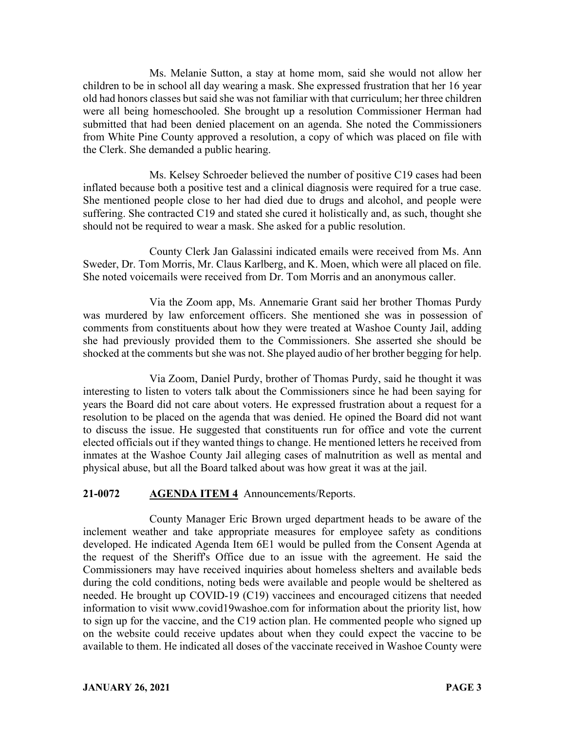Ms. Melanie Sutton, a stay at home mom, said she would not allow her children to be in school all day wearing a mask. She expressed frustration that her 16 year old had honors classes but said she was not familiar with that curriculum; her three children were all being homeschooled. She brought up a resolution Commissioner Herman had submitted that had been denied placement on an agenda. She noted the Commissioners from White Pine County approved a resolution, a copy of which was placed on file with the Clerk. She demanded a public hearing.

Ms. Kelsey Schroeder believed the number of positive C19 cases had been inflated because both a positive test and a clinical diagnosis were required for a true case. She mentioned people close to her had died due to drugs and alcohol, and people were suffering. She contracted C19 and stated she cured it holistically and, as such, thought she should not be required to wear a mask. She asked for a public resolution.

County Clerk Jan Galassini indicated emails were received from Ms. Ann Sweder, Dr. Tom Morris, Mr. Claus Karlberg, and K. Moen, which were all placed on file. She noted voicemails were received from Dr. Tom Morris and an anonymous caller.

Via the Zoom app, Ms. Annemarie Grant said her brother Thomas Purdy was murdered by law enforcement officers. She mentioned she was in possession of comments from constituents about how they were treated at Washoe County Jail, adding she had previously provided them to the Commissioners. She asserted she should be shocked at the comments but she was not. She played audio of her brother begging for help.

Via Zoom, Daniel Purdy, brother of Thomas Purdy, said he thought it was interesting to listen to voters talk about the Commissioners since he had been saying for years the Board did not care about voters. He expressed frustration about a request for a resolution to be placed on the agenda that was denied. He opined the Board did not want to discuss the issue. He suggested that constituents run for office and vote the current elected officials out if they wanted things to change. He mentioned letters he received from inmates at the Washoe County Jail alleging cases of malnutrition as well as mental and physical abuse, but all the Board talked about was how great it was at the jail.

**21-0072 AGENDA ITEM 4** Announcements/Reports.

County Manager Eric Brown urged department heads to be aware of the inclement weather and take appropriate measures for employee safety as conditions developed. He indicated Agenda Item 6E1 would be pulled from the Consent Agenda at the request of the Sheriff's Office due to an issue with the agreement. He said the Commissioners may have received inquiries about homeless shelters and available beds during the cold conditions, noting beds were available and people would be sheltered as needed. He brought up COVID-19 (C19) vaccinees and encouraged citizens that needed information to visit www.covid19washoe.com for information about the priority list, how to sign up for the vaccine, and the C19 action plan. He commented people who signed up on the website could receive updates about when they could expect the vaccine to be available to them. He indicated all doses of the vaccinate received in Washoe County were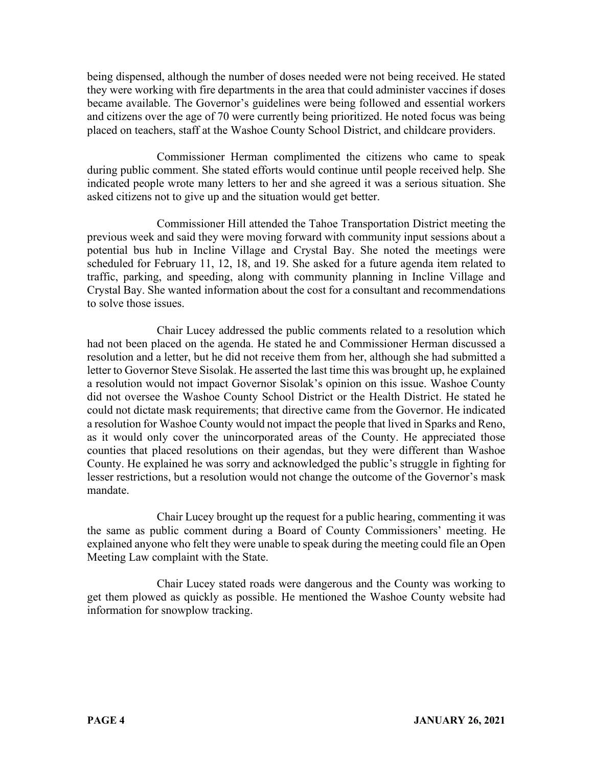being dispensed, although the number of doses needed were not being received. He stated they were working with fire departments in the area that could administer vaccines if doses became available. The Governor's guidelines were being followed and essential workers and citizens over the age of 70 were currently being prioritized. He noted focus was being placed on teachers, staff at the Washoe County School District, and childcare providers.

Commissioner Herman complimented the citizens who came to speak during public comment. She stated efforts would continue until people received help. She indicated people wrote many letters to her and she agreed it was a serious situation. She asked citizens not to give up and the situation would get better.

Commissioner Hill attended the Tahoe Transportation District meeting the previous week and said they were moving forward with community input sessions about a potential bus hub in Incline Village and Crystal Bay. She noted the meetings were scheduled for February 11, 12, 18, and 19. She asked for a future agenda item related to traffic, parking, and speeding, along with community planning in Incline Village and Crystal Bay. She wanted information about the cost for a consultant and recommendations to solve those issues.

Chair Lucey addressed the public comments related to a resolution which had not been placed on the agenda. He stated he and Commissioner Herman discussed a resolution and a letter, but he did not receive them from her, although she had submitted a letter to Governor Steve Sisolak. He asserted the last time this was brought up, he explained a resolution would not impact Governor Sisolak's opinion on this issue. Washoe County did not oversee the Washoe County School District or the Health District. He stated he could not dictate mask requirements; that directive came from the Governor. He indicated a resolution for Washoe County would not impact the people that lived in Sparks and Reno, as it would only cover the unincorporated areas of the County. He appreciated those counties that placed resolutions on their agendas, but they were different than Washoe County. He explained he was sorry and acknowledged the public's struggle in fighting for lesser restrictions, but a resolution would not change the outcome of the Governor's mask mandate.

Chair Lucey brought up the request for a public hearing, commenting it was the same as public comment during a Board of County Commissioners' meeting. He explained anyone who felt they were unable to speak during the meeting could file an Open Meeting Law complaint with the State.

Chair Lucey stated roads were dangerous and the County was working to get them plowed as quickly as possible. He mentioned the Washoe County website had information for snowplow tracking.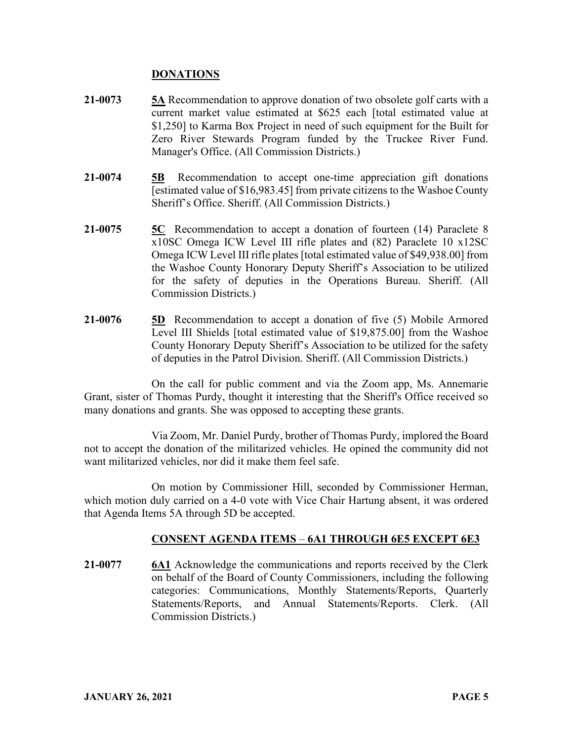## DONATIONS

**21-0073** **5A** Recommendation to approve donation of two obsolete golf carts with a current market value estimated at $625 each [total estimated value at $1,250] to Karma Box Project in need of such equipment for the Built for Zero River Stewards Program funded by the Truckee River Fund. Manager's Office. (All Commission Districts.)

**21-0074** **5B** Recommendation to accept one-time appreciation gift donations [estimated value of $16,983.45] from private citizens to the Washoe County Sheriff's Office. Sheriff. (All Commission Districts.)

**21-0075** **5C** Recommendation to accept a donation of fourteen (14) Paraclete 8 x10SC Omega ICW Level III rifle plates and (82) Paraclete 10 x12SC Omega ICW Level III rifle plates [total estimated value of $49,938.00] from the Washoe County Honorary Deputy Sheriff's Association to be utilized for the safety of deputies in the Operations Bureau. Sheriff. (All Commission Districts.)

**21-0076** **5D** Recommendation to accept a donation of five (5) Mobile Armored Level III Shields [total estimated value of $19,875.00] from the Washoe County Honorary Deputy Sheriff's Association to be utilized for the safety of deputies in the Patrol Division. Sheriff. (All Commission Districts.)

On the call for public comment and via the Zoom app, Ms. Annemarie Grant, sister of Thomas Purdy, thought it interesting that the Sheriff's Office received so many donations and grants. She was opposed to accepting these grants.

Via Zoom, Mr. Daniel Purdy, brother of Thomas Purdy, implored the Board not to accept the donation of the militarized vehicles. He opined the community did not want militarized vehicles, nor did it make them feel safe.

On motion by Commissioner Hill, seconded by Commissioner Herman, which motion duly carried on a 4-0 vote with Vice Chair Hartung absent, it was ordered that Agenda Items 5A through 5D be accepted.

## CONSENT AGENDA ITEMS – 6A1 THROUGH 6E5 EXCEPT 6E3

**21-0077** **6A1** Acknowledge the communications and reports received by the Clerk on behalf of the Board of County Commissioners, including the following categories: Communications, Monthly Statements/Reports, Quarterly Statements/Reports, and Annual Statements/Reports. Clerk. (All Commission Districts.)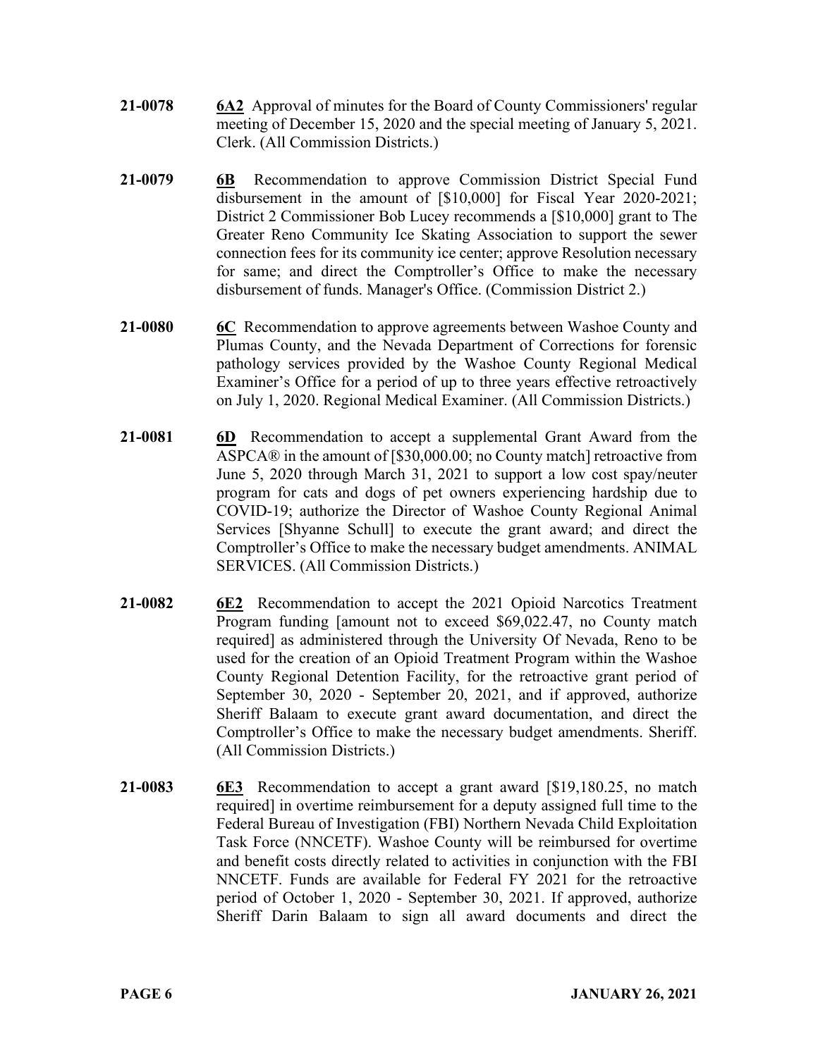**21-0078** **6A2** Approval of minutes for the Board of County Commissioners' regular meeting of December 15, 2020 and the special meeting of January 5, 2021. Clerk. (All Commission Districts.)

**21-0079** **6B** Recommendation to approve Commission District Special Fund disbursement in the amount of [$10,000] for Fiscal Year 2020-2021; District 2 Commissioner Bob Lucey recommends a [$10,000] grant to The Greater Reno Community Ice Skating Association to support the sewer connection fees for its community ice center; approve Resolution necessary for same; and direct the Comptroller's Office to make the necessary disbursement of funds. Manager's Office. (Commission District 2.)

**21-0080** **6C** Recommendation to approve agreements between Washoe County and Plumas County, and the Nevada Department of Corrections for forensic pathology services provided by the Washoe County Regional Medical Examiner's Office for a period of up to three years effective retroactively on July 1, 2020. Regional Medical Examiner. (All Commission Districts.)

**21-0081** **6D** Recommendation to accept a supplemental Grant Award from the ASPCA® in the amount of [$30,000.00; no County match] retroactive from June 5, 2020 through March 31, 2021 to support a low cost spay/neuter program for cats and dogs of pet owners experiencing hardship due to COVID-19; authorize the Director of Washoe County Regional Animal Services [Shyanne Schull] to execute the grant award; and direct the Comptroller's Office to make the necessary budget amendments. ANIMAL SERVICES. (All Commission Districts.)

**21-0082** **6E2** Recommendation to accept the 2021 Opioid Narcotics Treatment Program funding [amount not to exceed $69,022.47, no County match required] as administered through the University Of Nevada, Reno to be used for the creation of an Opioid Treatment Program within the Washoe County Regional Detention Facility, for the retroactive grant period of September 30, 2020 - September 20, 2021, and if approved, authorize Sheriff Balaam to execute grant award documentation, and direct the Comptroller's Office to make the necessary budget amendments. Sheriff. (All Commission Districts.)

**21-0083** **6E3** Recommendation to accept a grant award [$19,180.25, no match required] in overtime reimbursement for a deputy assigned full time to the Federal Bureau of Investigation (FBI) Northern Nevada Child Exploitation Task Force (NNCETF). Washoe County will be reimbursed for overtime and benefit costs directly related to activities in conjunction with the FBI NNCETF. Funds are available for Federal FY 2021 for the retroactive period of October 1, 2020 - September 30, 2021. If approved, authorize Sheriff Darin Balaam to sign all award documents and direct the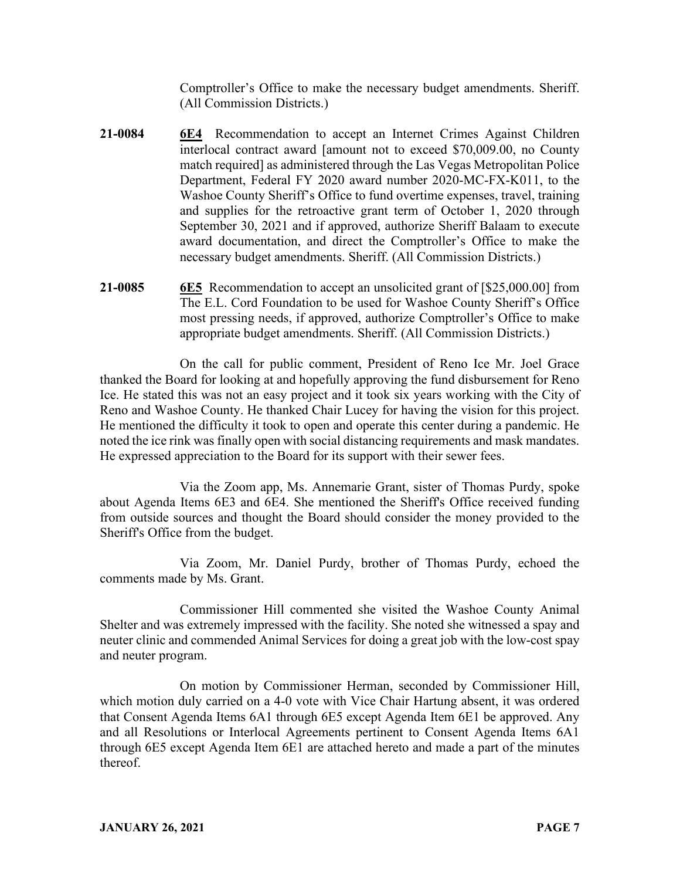Comptroller's Office to make the necessary budget amendments. Sheriff. (All Commission Districts.)

**21-0084** **6E4** Recommendation to accept an Internet Crimes Against Children interlocal contract award [amount not to exceed $70,009.00, no County match required] as administered through the Las Vegas Metropolitan Police Department, Federal FY 2020 award number 2020-MC-FX-K011, to the Washoe County Sheriff's Office to fund overtime expenses, travel, training and supplies for the retroactive grant term of October 1, 2020 through September 30, 2021 and if approved, authorize Sheriff Balaam to execute award documentation, and direct the Comptroller's Office to make the necessary budget amendments. Sheriff. (All Commission Districts.)

**21-0085** **6E5** Recommendation to accept an unsolicited grant of [$25,000.00] from The E.L. Cord Foundation to be used for Washoe County Sheriff's Office most pressing needs, if approved, authorize Comptroller's Office to make appropriate budget amendments. Sheriff. (All Commission Districts.)

On the call for public comment, President of Reno Ice Mr. Joel Grace thanked the Board for looking at and hopefully approving the fund disbursement for Reno Ice. He stated this was not an easy project and it took six years working with the City of Reno and Washoe County. He thanked Chair Lucey for having the vision for this project. He mentioned the difficulty it took to open and operate this center during a pandemic. He noted the ice rink was finally open with social distancing requirements and mask mandates. He expressed appreciation to the Board for its support with their sewer fees.

Via the Zoom app, Ms. Annemarie Grant, sister of Thomas Purdy, spoke about Agenda Items 6E3 and 6E4. She mentioned the Sheriff's Office received funding from outside sources and thought the Board should consider the money provided to the Sheriff's Office from the budget.

Via Zoom, Mr. Daniel Purdy, brother of Thomas Purdy, echoed the comments made by Ms. Grant.

Commissioner Hill commented she visited the Washoe County Animal Shelter and was extremely impressed with the facility. She noted she witnessed a spay and neuter clinic and commended Animal Services for doing a great job with the low-cost spay and neuter program.

On motion by Commissioner Herman, seconded by Commissioner Hill, which motion duly carried on a 4-0 vote with Vice Chair Hartung absent, it was ordered that Consent Agenda Items 6A1 through 6E5 except Agenda Item 6E1 be approved. Any and all Resolutions or Interlocal Agreements pertinent to Consent Agenda Items 6A1 through 6E5 except Agenda Item 6E1 are attached hereto and made a part of the minutes thereof.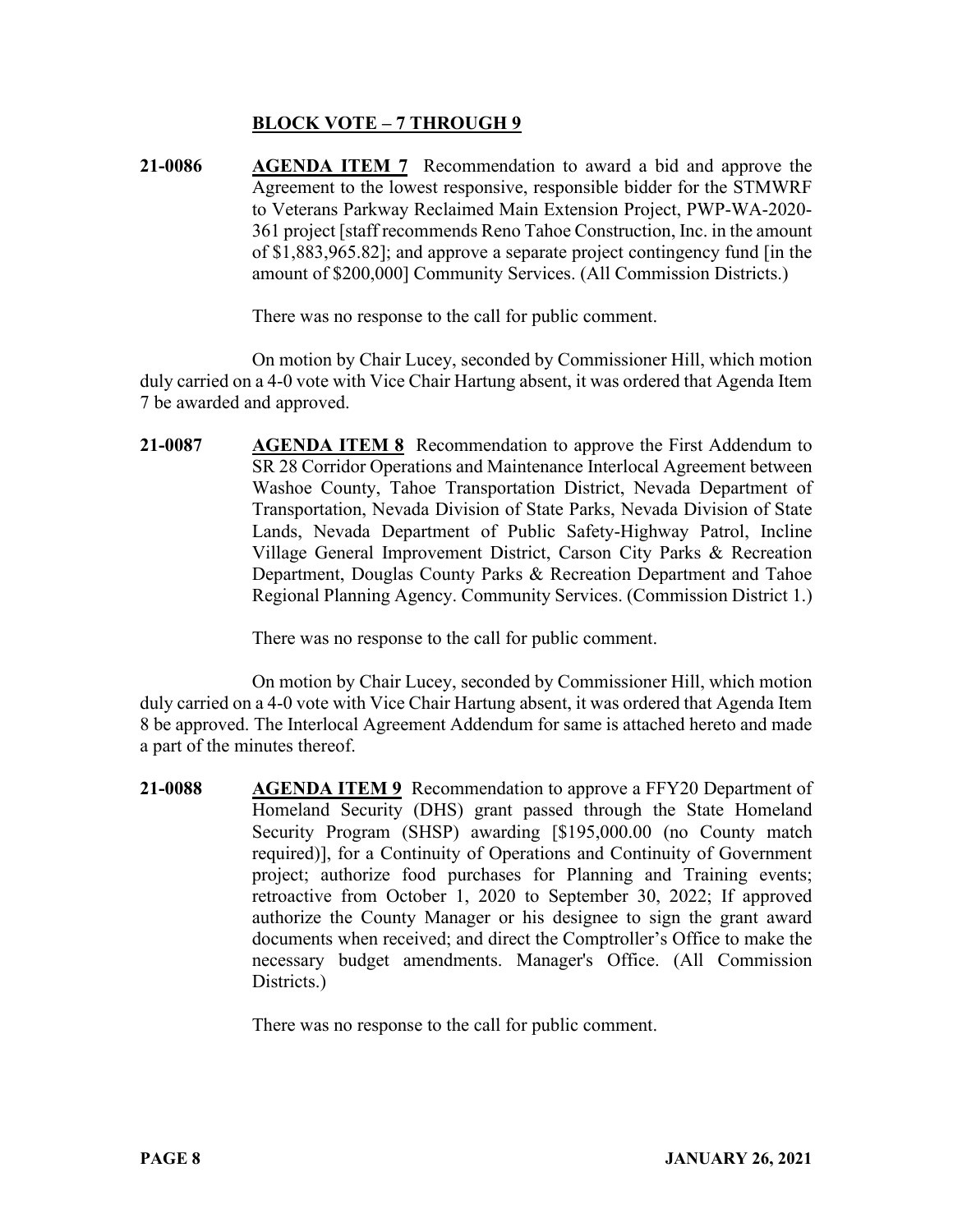## BLOCK VOTE – 7 THROUGH 9

**21-0086** **AGENDA ITEM 7** Recommendation to award a bid and approve the Agreement to the lowest responsive, responsible bidder for the STMWRF to Veterans Parkway Reclaimed Main Extension Project, PWP-WA-2020-361 project [staff recommends Reno Tahoe Construction, Inc. in the amount of $1,883,965.82]; and approve a separate project contingency fund [in the amount of $200,000] Community Services. (All Commission Districts.)

There was no response to the call for public comment.

On motion by Chair Lucey, seconded by Commissioner Hill, which motion duly carried on a 4-0 vote with Vice Chair Hartung absent, it was ordered that Agenda Item 7 be awarded and approved.

**21-0087** **AGENDA ITEM 8** Recommendation to approve the First Addendum to SR 28 Corridor Operations and Maintenance Interlocal Agreement between Washoe County, Tahoe Transportation District, Nevada Department of Transportation, Nevada Division of State Parks, Nevada Division of State Lands, Nevada Department of Public Safety-Highway Patrol, Incline Village General Improvement District, Carson City Parks & Recreation Department, Douglas County Parks & Recreation Department and Tahoe Regional Planning Agency. Community Services. (Commission District 1.)

There was no response to the call for public comment.

On motion by Chair Lucey, seconded by Commissioner Hill, which motion duly carried on a 4-0 vote with Vice Chair Hartung absent, it was ordered that Agenda Item 8 be approved. The Interlocal Agreement Addendum for same is attached hereto and made a part of the minutes thereof.

**21-0088** **AGENDA ITEM 9** Recommendation to approve a FFY20 Department of Homeland Security (DHS) grant passed through the State Homeland Security Program (SHSP) awarding [$195,000.00 (no County match required)], for a Continuity of Operations and Continuity of Government project; authorize food purchases for Planning and Training events; retroactive from October 1, 2020 to September 30, 2022; If approved authorize the County Manager or his designee to sign the grant award documents when received; and direct the Comptroller's Office to make the necessary budget amendments. Manager's Office. (All Commission Districts.)

There was no response to the call for public comment.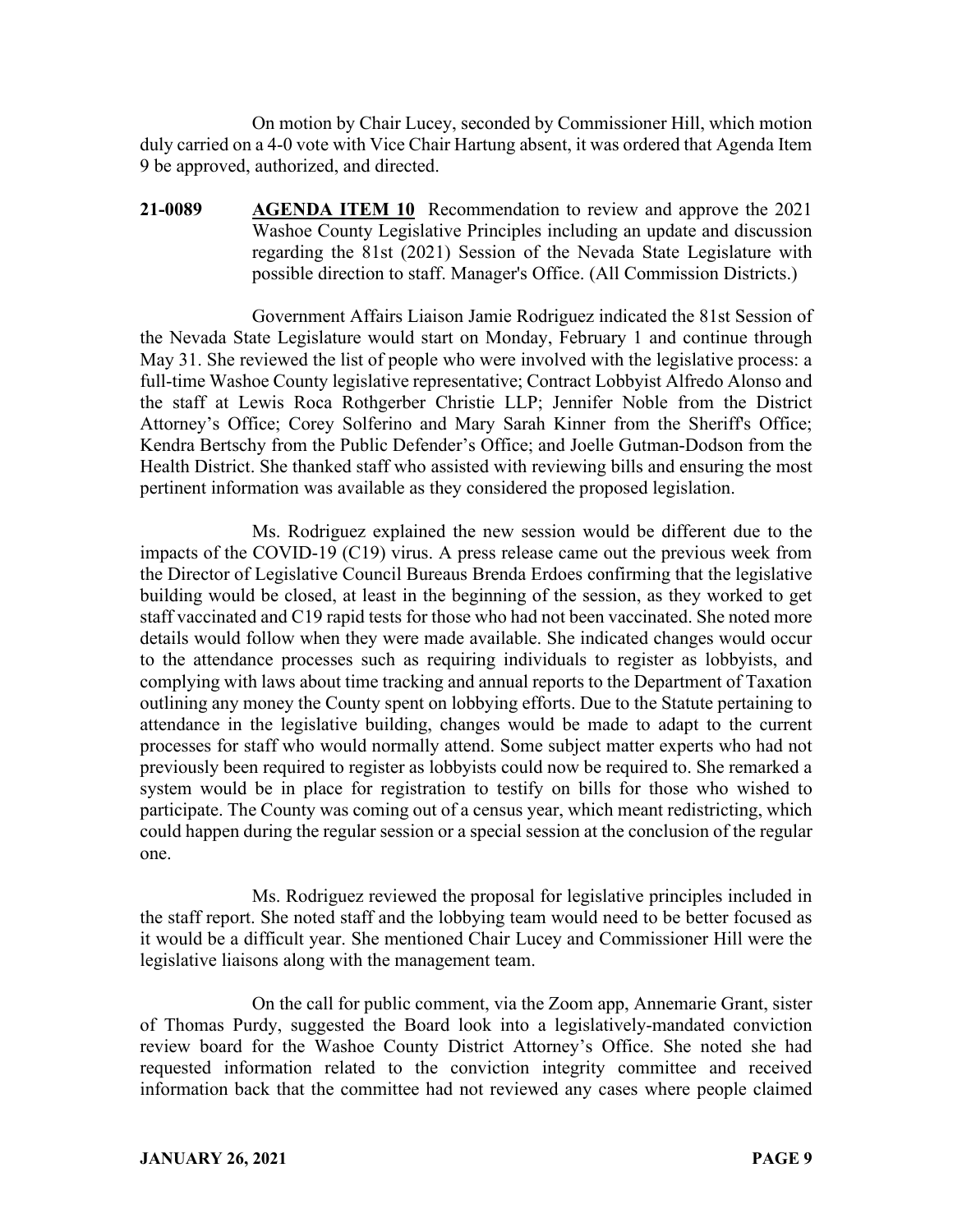On motion by Chair Lucey, seconded by Commissioner Hill, which motion duly carried on a 4-0 vote with Vice Chair Hartung absent, it was ordered that Agenda Item 9 be approved, authorized, and directed.

**21-0089** **AGENDA ITEM 10** Recommendation to review and approve the 2021 Washoe County Legislative Principles including an update and discussion regarding the 81st (2021) Session of the Nevada State Legislature with possible direction to staff. Manager's Office. (All Commission Districts.)

Government Affairs Liaison Jamie Rodriguez indicated the 81st Session of the Nevada State Legislature would start on Monday, February 1 and continue through May 31. She reviewed the list of people who were involved with the legislative process: a full-time Washoe County legislative representative; Contract Lobbyist Alfredo Alonso and the staff at Lewis Roca Rothgerber Christie LLP; Jennifer Noble from the District Attorney's Office; Corey Solferino and Mary Sarah Kinner from the Sheriff's Office; Kendra Bertschy from the Public Defender's Office; and Joelle Gutman-Dodson from the Health District. She thanked staff who assisted with reviewing bills and ensuring the most pertinent information was available as they considered the proposed legislation.

Ms. Rodriguez explained the new session would be different due to the impacts of the COVID-19 (C19) virus. A press release came out the previous week from the Director of Legislative Council Bureaus Brenda Erdoes confirming that the legislative building would be closed, at least in the beginning of the session, as they worked to get staff vaccinated and C19 rapid tests for those who had not been vaccinated. She noted more details would follow when they were made available. She indicated changes would occur to the attendance processes such as requiring individuals to register as lobbyists, and complying with laws about time tracking and annual reports to the Department of Taxation outlining any money the County spent on lobbying efforts. Due to the Statute pertaining to attendance in the legislative building, changes would be made to adapt to the current processes for staff who would normally attend. Some subject matter experts who had not previously been required to register as lobbyists could now be required to. She remarked a system would be in place for registration to testify on bills for those who wished to participate. The County was coming out of a census year, which meant redistricting, which could happen during the regular session or a special session at the conclusion of the regular one.

Ms. Rodriguez reviewed the proposal for legislative principles included in the staff report. She noted staff and the lobbying team would need to be better focused as it would be a difficult year. She mentioned Chair Lucey and Commissioner Hill were the legislative liaisons along with the management team.

On the call for public comment, via the Zoom app, Annemarie Grant, sister of Thomas Purdy, suggested the Board look into a legislatively-mandated conviction review board for the Washoe County District Attorney's Office. She noted she had requested information related to the conviction integrity committee and received information back that the committee had not reviewed any cases where people claimed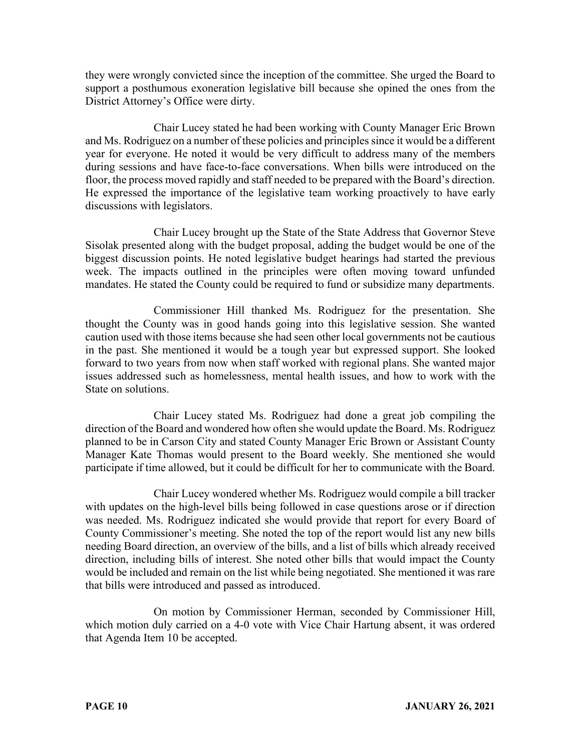they were wrongly convicted since the inception of the committee. She urged the Board to support a posthumous exoneration legislative bill because she opined the ones from the District Attorney's Office were dirty.

Chair Lucey stated he had been working with County Manager Eric Brown and Ms. Rodriguez on a number of these policies and principles since it would be a different year for everyone. He noted it would be very difficult to address many of the members during sessions and have face-to-face conversations. When bills were introduced on the floor, the process moved rapidly and staff needed to be prepared with the Board's direction. He expressed the importance of the legislative team working proactively to have early discussions with legislators.

Chair Lucey brought up the State of the State Address that Governor Steve Sisolak presented along with the budget proposal, adding the budget would be one of the biggest discussion points. He noted legislative budget hearings had started the previous week. The impacts outlined in the principles were often moving toward unfunded mandates. He stated the County could be required to fund or subsidize many departments.

Commissioner Hill thanked Ms. Rodriguez for the presentation. She thought the County was in good hands going into this legislative session. She wanted caution used with those items because she had seen other local governments not be cautious in the past. She mentioned it would be a tough year but expressed support. She looked forward to two years from now when staff worked with regional plans. She wanted major issues addressed such as homelessness, mental health issues, and how to work with the State on solutions.

Chair Lucey stated Ms. Rodriguez had done a great job compiling the direction of the Board and wondered how often she would update the Board. Ms. Rodriguez planned to be in Carson City and stated County Manager Eric Brown or Assistant County Manager Kate Thomas would present to the Board weekly. She mentioned she would participate if time allowed, but it could be difficult for her to communicate with the Board.

Chair Lucey wondered whether Ms. Rodriguez would compile a bill tracker with updates on the high-level bills being followed in case questions arose or if direction was needed. Ms. Rodriguez indicated she would provide that report for every Board of County Commissioner's meeting. She noted the top of the report would list any new bills needing Board direction, an overview of the bills, and a list of bills which already received direction, including bills of interest. She noted other bills that would impact the County would be included and remain on the list while being negotiated. She mentioned it was rare that bills were introduced and passed as introduced.

On motion by Commissioner Herman, seconded by Commissioner Hill, which motion duly carried on a 4-0 vote with Vice Chair Hartung absent, it was ordered that Agenda Item 10 be accepted.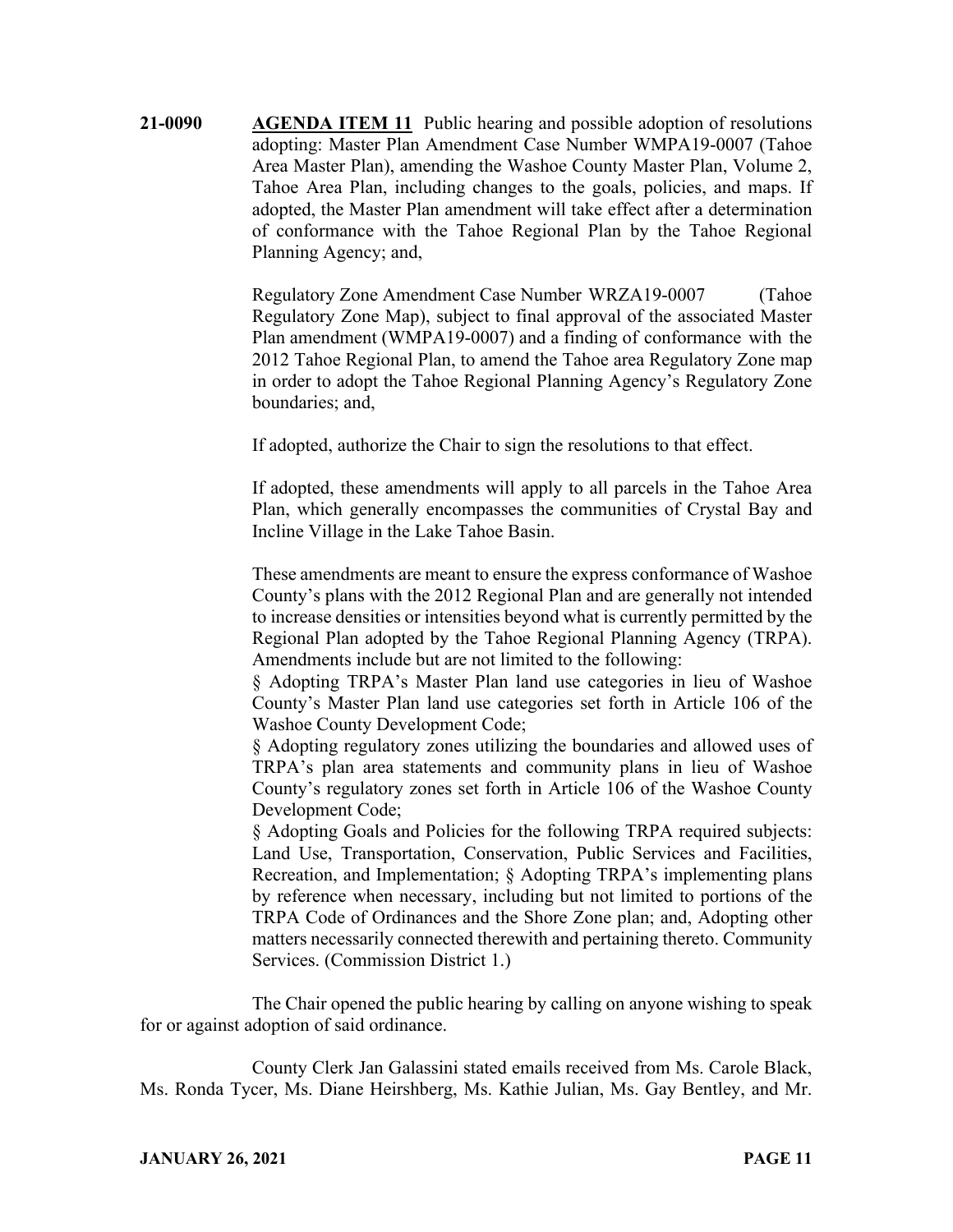**21-0090** **AGENDA ITEM 11** Public hearing and possible adoption of resolutions adopting: Master Plan Amendment Case Number WMPA19-0007 (Tahoe Area Master Plan), amending the Washoe County Master Plan, Volume 2, Tahoe Area Plan, including changes to the goals, policies, and maps. If adopted, the Master Plan amendment will take effect after a determination of conformance with the Tahoe Regional Plan by the Tahoe Regional Planning Agency; and,

Regulatory Zone Amendment Case Number WRZA19-0007 (Tahoe Regulatory Zone Map), subject to final approval of the associated Master Plan amendment (WMPA19-0007) and a finding of conformance with the 2012 Tahoe Regional Plan, to amend the Tahoe area Regulatory Zone map in order to adopt the Tahoe Regional Planning Agency's Regulatory Zone boundaries; and,

If adopted, authorize the Chair to sign the resolutions to that effect.

If adopted, these amendments will apply to all parcels in the Tahoe Area Plan, which generally encompasses the communities of Crystal Bay and Incline Village in the Lake Tahoe Basin.

These amendments are meant to ensure the express conformance of Washoe County's plans with the 2012 Regional Plan and are generally not intended to increase densities or intensities beyond what is currently permitted by the Regional Plan adopted by the Tahoe Regional Planning Agency (TRPA). Amendments include but are not limited to the following:
§ Adopting TRPA's Master Plan land use categories in lieu of Washoe County's Master Plan land use categories set forth in Article 106 of the Washoe County Development Code;
§ Adopting regulatory zones utilizing the boundaries and allowed uses of TRPA's plan area statements and community plans in lieu of Washoe County's regulatory zones set forth in Article 106 of the Washoe County Development Code;
§ Adopting Goals and Policies for the following TRPA required subjects: Land Use, Transportation, Conservation, Public Services and Facilities, Recreation, and Implementation; § Adopting TRPA's implementing plans by reference when necessary, including but not limited to portions of the TRPA Code of Ordinances and the Shore Zone plan; and, Adopting other matters necessarily connected therewith and pertaining thereto. Community Services. (Commission District 1.)

The Chair opened the public hearing by calling on anyone wishing to speak for or against adoption of said ordinance.

County Clerk Jan Galassini stated emails received from Ms. Carole Black, Ms. Ronda Tycer, Ms. Diane Heirshberg, Ms. Kathie Julian, Ms. Gay Bentley, and Mr.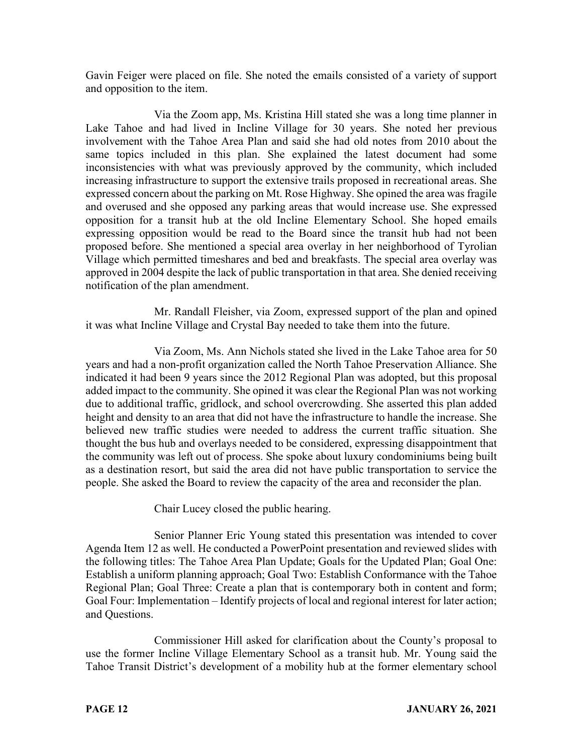Gavin Feiger were placed on file. She noted the emails consisted of a variety of support and opposition to the item.

Via the Zoom app, Ms. Kristina Hill stated she was a long time planner in Lake Tahoe and had lived in Incline Village for 30 years. She noted her previous involvement with the Tahoe Area Plan and said she had old notes from 2010 about the same topics included in this plan. She explained the latest document had some inconsistencies with what was previously approved by the community, which included increasing infrastructure to support the extensive trails proposed in recreational areas. She expressed concern about the parking on Mt. Rose Highway. She opined the area was fragile and overused and she opposed any parking areas that would increase use. She expressed opposition for a transit hub at the old Incline Elementary School. She hoped emails expressing opposition would be read to the Board since the transit hub had not been proposed before. She mentioned a special area overlay in her neighborhood of Tyrolian Village which permitted timeshares and bed and breakfasts. The special area overlay was approved in 2004 despite the lack of public transportation in that area. She denied receiving notification of the plan amendment.

Mr. Randall Fleisher, via Zoom, expressed support of the plan and opined it was what Incline Village and Crystal Bay needed to take them into the future.

Via Zoom, Ms. Ann Nichols stated she lived in the Lake Tahoe area for 50 years and had a non-profit organization called the North Tahoe Preservation Alliance. She indicated it had been 9 years since the 2012 Regional Plan was adopted, but this proposal added impact to the community. She opined it was clear the Regional Plan was not working due to additional traffic, gridlock, and school overcrowding. She asserted this plan added height and density to an area that did not have the infrastructure to handle the increase. She believed new traffic studies were needed to address the current traffic situation. She thought the bus hub and overlays needed to be considered, expressing disappointment that the community was left out of process. She spoke about luxury condominiums being built as a destination resort, but said the area did not have public transportation to service the people. She asked the Board to review the capacity of the area and reconsider the plan.

Chair Lucey closed the public hearing.

Senior Planner Eric Young stated this presentation was intended to cover Agenda Item 12 as well. He conducted a PowerPoint presentation and reviewed slides with the following titles: The Tahoe Area Plan Update; Goals for the Updated Plan; Goal One: Establish a uniform planning approach; Goal Two: Establish Conformance with the Tahoe Regional Plan; Goal Three: Create a plan that is contemporary both in content and form; Goal Four: Implementation – Identify projects of local and regional interest for later action; and Questions.

Commissioner Hill asked for clarification about the County's proposal to use the former Incline Village Elementary School as a transit hub. Mr. Young said the Tahoe Transit District's development of a mobility hub at the former elementary school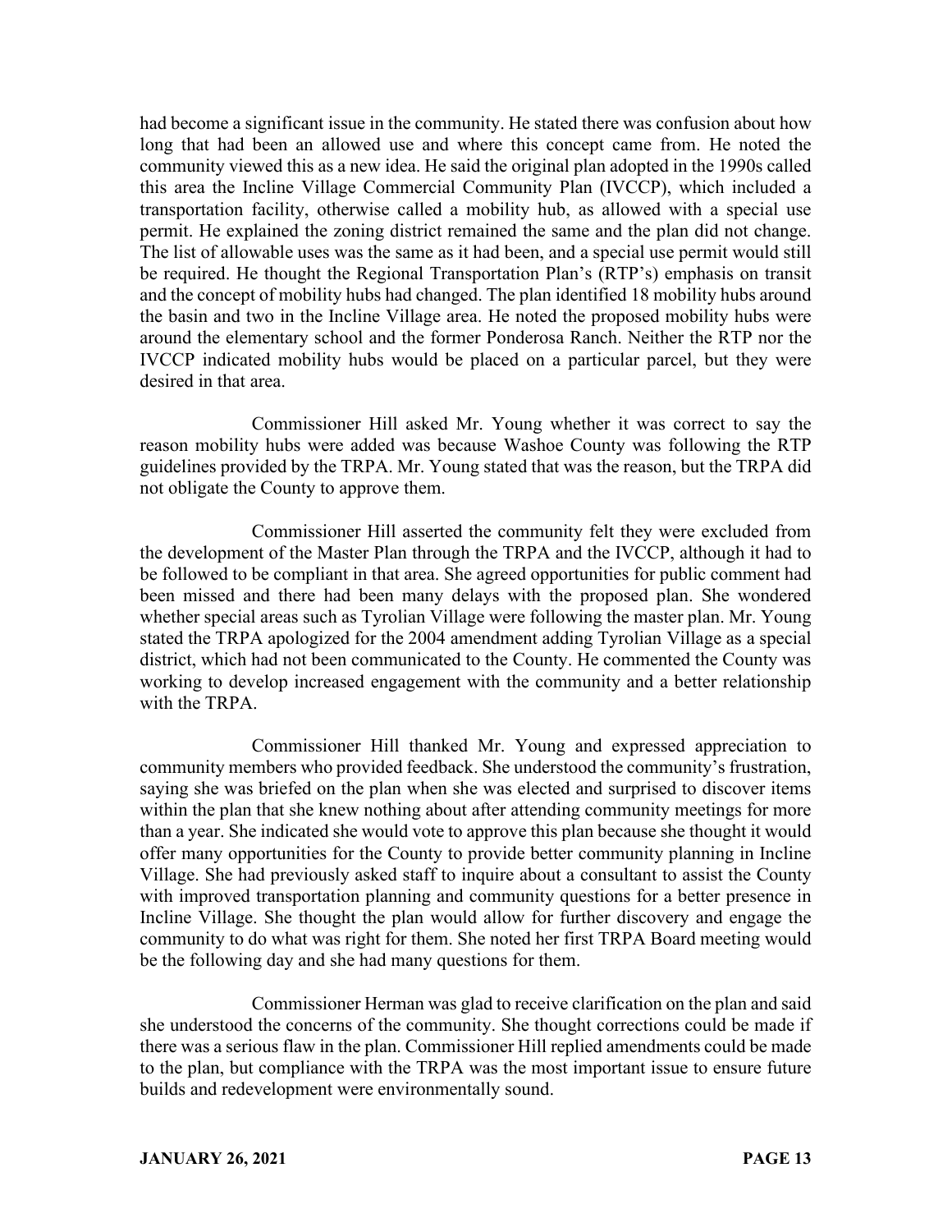had become a significant issue in the community. He stated there was confusion about how long that had been an allowed use and where this concept came from. He noted the community viewed this as a new idea. He said the original plan adopted in the 1990s called this area the Incline Village Commercial Community Plan (IVCCP), which included a transportation facility, otherwise called a mobility hub, as allowed with a special use permit. He explained the zoning district remained the same and the plan did not change. The list of allowable uses was the same as it had been, and a special use permit would still be required. He thought the Regional Transportation Plan's (RTP's) emphasis on transit and the concept of mobility hubs had changed. The plan identified 18 mobility hubs around the basin and two in the Incline Village area. He noted the proposed mobility hubs were around the elementary school and the former Ponderosa Ranch. Neither the RTP nor the IVCCP indicated mobility hubs would be placed on a particular parcel, but they were desired in that area.

Commissioner Hill asked Mr. Young whether it was correct to say the reason mobility hubs were added was because Washoe County was following the RTP guidelines provided by the TRPA. Mr. Young stated that was the reason, but the TRPA did not obligate the County to approve them.

Commissioner Hill asserted the community felt they were excluded from the development of the Master Plan through the TRPA and the IVCCP, although it had to be followed to be compliant in that area. She agreed opportunities for public comment had been missed and there had been many delays with the proposed plan. She wondered whether special areas such as Tyrolian Village were following the master plan. Mr. Young stated the TRPA apologized for the 2004 amendment adding Tyrolian Village as a special district, which had not been communicated to the County. He commented the County was working to develop increased engagement with the community and a better relationship with the TRPA.

Commissioner Hill thanked Mr. Young and expressed appreciation to community members who provided feedback. She understood the community's frustration, saying she was briefed on the plan when she was elected and surprised to discover items within the plan that she knew nothing about after attending community meetings for more than a year. She indicated she would vote to approve this plan because she thought it would offer many opportunities for the County to provide better community planning in Incline Village. She had previously asked staff to inquire about a consultant to assist the County with improved transportation planning and community questions for a better presence in Incline Village. She thought the plan would allow for further discovery and engage the community to do what was right for them. She noted her first TRPA Board meeting would be the following day and she had many questions for them.

Commissioner Herman was glad to receive clarification on the plan and said she understood the concerns of the community. She thought corrections could be made if there was a serious flaw in the plan. Commissioner Hill replied amendments could be made to the plan, but compliance with the TRPA was the most important issue to ensure future builds and redevelopment were environmentally sound.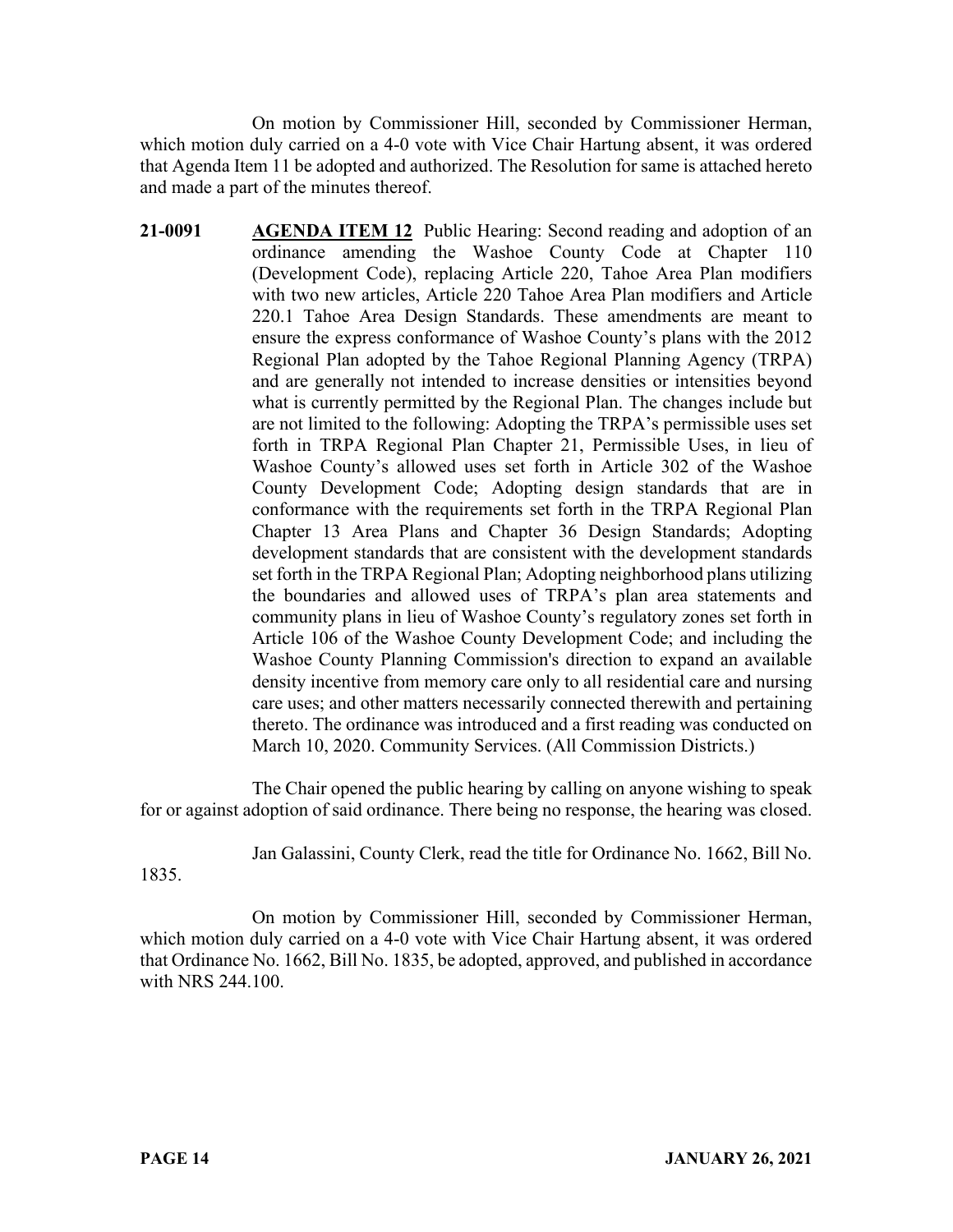On motion by Commissioner Hill, seconded by Commissioner Herman, which motion duly carried on a 4-0 vote with Vice Chair Hartung absent, it was ordered that Agenda Item 11 be adopted and authorized. The Resolution for same is attached hereto and made a part of the minutes thereof.

**21-0091** **AGENDA ITEM 12** Public Hearing: Second reading and adoption of an ordinance amending the Washoe County Code at Chapter 110 (Development Code), replacing Article 220, Tahoe Area Plan modifiers with two new articles, Article 220 Tahoe Area Plan modifiers and Article 220.1 Tahoe Area Design Standards. These amendments are meant to ensure the express conformance of Washoe County's plans with the 2012 Regional Plan adopted by the Tahoe Regional Planning Agency (TRPA) and are generally not intended to increase densities or intensities beyond what is currently permitted by the Regional Plan. The changes include but are not limited to the following: Adopting the TRPA's permissible uses set forth in TRPA Regional Plan Chapter 21, Permissible Uses, in lieu of Washoe County's allowed uses set forth in Article 302 of the Washoe County Development Code; Adopting design standards that are in conformance with the requirements set forth in the TRPA Regional Plan Chapter 13 Area Plans and Chapter 36 Design Standards; Adopting development standards that are consistent with the development standards set forth in the TRPA Regional Plan; Adopting neighborhood plans utilizing the boundaries and allowed uses of TRPA's plan area statements and community plans in lieu of Washoe County's regulatory zones set forth in Article 106 of the Washoe County Development Code; and including the Washoe County Planning Commission's direction to expand an available density incentive from memory care only to all residential care and nursing care uses; and other matters necessarily connected therewith and pertaining thereto. The ordinance was introduced and a first reading was conducted on March 10, 2020. Community Services. (All Commission Districts.)

The Chair opened the public hearing by calling on anyone wishing to speak for or against adoption of said ordinance. There being no response, the hearing was closed.

Jan Galassini, County Clerk, read the title for Ordinance No. 1662, Bill No. 1835.

On motion by Commissioner Hill, seconded by Commissioner Herman, which motion duly carried on a 4-0 vote with Vice Chair Hartung absent, it was ordered that Ordinance No. 1662, Bill No. 1835, be adopted, approved, and published in accordance with NRS 244.100.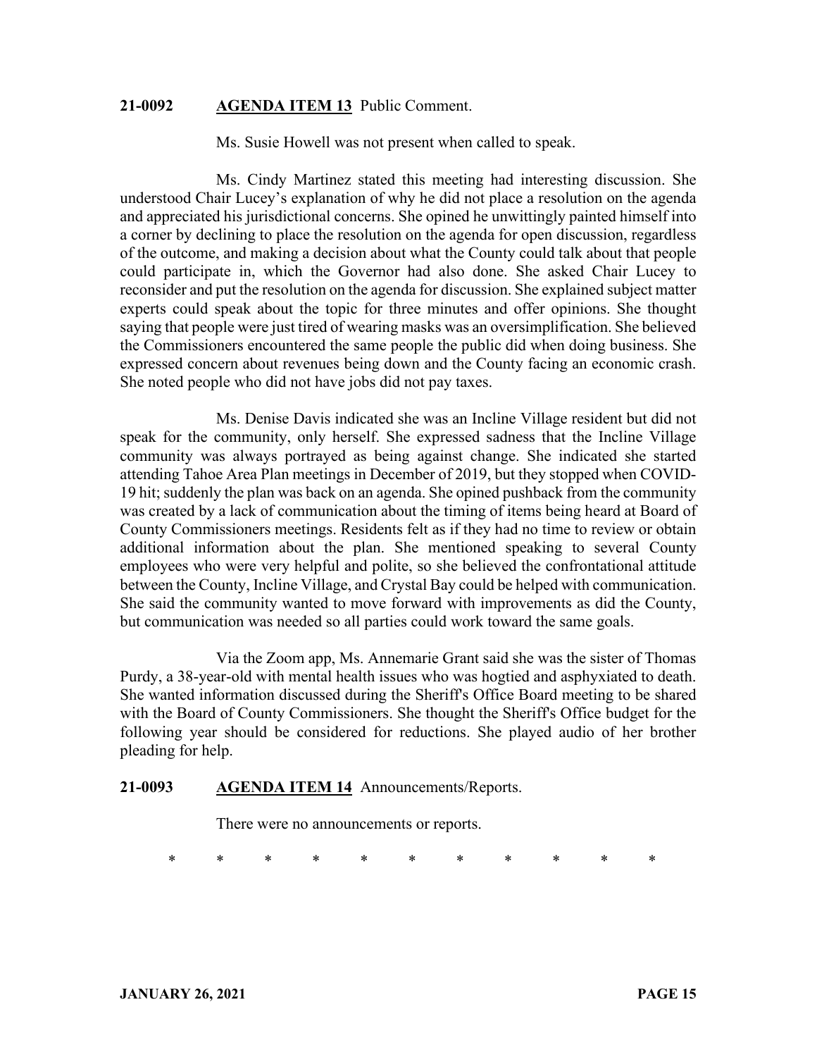**21-0092** **AGENDA ITEM 13** Public Comment.

Ms. Susie Howell was not present when called to speak.

Ms. Cindy Martinez stated this meeting had interesting discussion. She understood Chair Lucey's explanation of why he did not place a resolution on the agenda and appreciated his jurisdictional concerns. She opined he unwittingly painted himself into a corner by declining to place the resolution on the agenda for open discussion, regardless of the outcome, and making a decision about what the County could talk about that people could participate in, which the Governor had also done. She asked Chair Lucey to reconsider and put the resolution on the agenda for discussion. She explained subject matter experts could speak about the topic for three minutes and offer opinions. She thought saying that people were just tired of wearing masks was an oversimplification. She believed the Commissioners encountered the same people the public did when doing business. She expressed concern about revenues being down and the County facing an economic crash. She noted people who did not have jobs did not pay taxes.

Ms. Denise Davis indicated she was an Incline Village resident but did not speak for the community, only herself. She expressed sadness that the Incline Village community was always portrayed as being against change. She indicated she started attending Tahoe Area Plan meetings in December of 2019, but they stopped when COVID-19 hit; suddenly the plan was back on an agenda. She opined pushback from the community was created by a lack of communication about the timing of items being heard at Board of County Commissioners meetings. Residents felt as if they had no time to review or obtain additional information about the plan. She mentioned speaking to several County employees who were very helpful and polite, so she believed the confrontational attitude between the County, Incline Village, and Crystal Bay could be helped with communication. She said the community wanted to move forward with improvements as did the County, but communication was needed so all parties could work toward the same goals.

Via the Zoom app, Ms. Annemarie Grant said she was the sister of Thomas Purdy, a 38-year-old with mental health issues who was hogtied and asphyxiated to death. She wanted information discussed during the Sheriff's Office Board meeting to be shared with the Board of County Commissioners. She thought the Sheriff's Office budget for the following year should be considered for reductions. She played audio of her brother pleading for help.

**21-0093** **AGENDA ITEM 14** Announcements/Reports.

There were no announcements or reports.

\* \* \* \* \* \* \* \* \* \* \*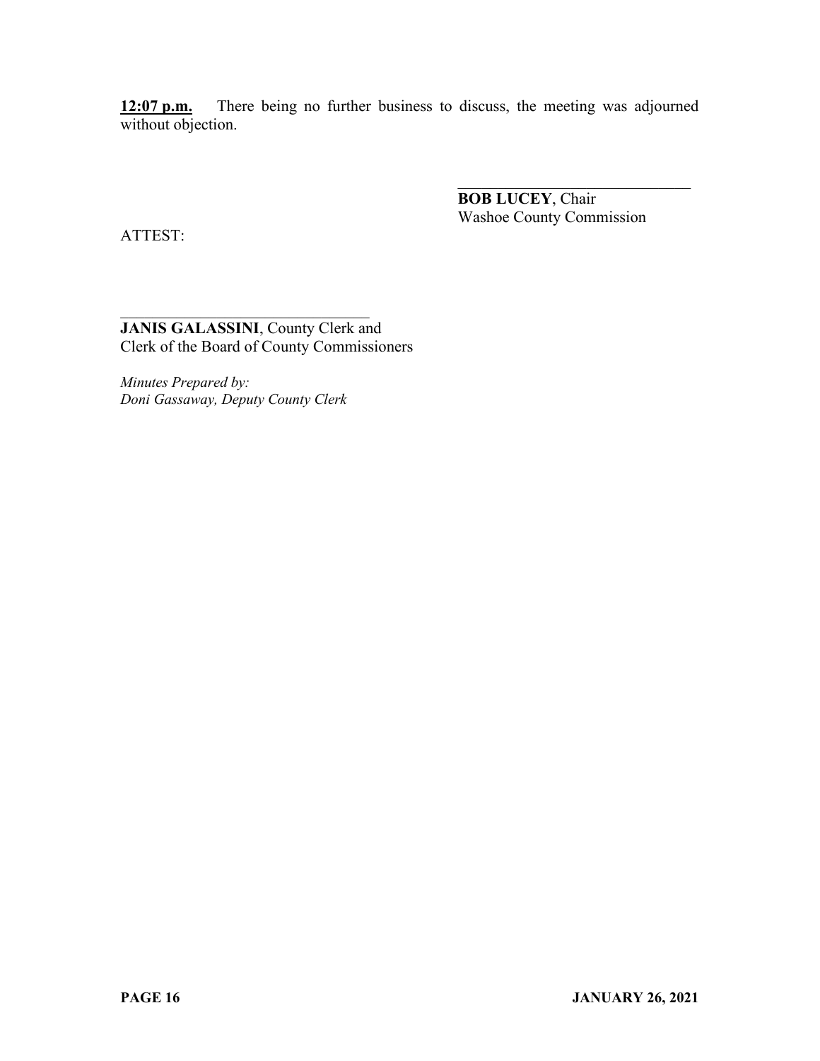**12:07 p.m.** There being no further business to discuss, the meeting was adjourned without objection.

\_\_\_\_\_\_\_\_\_\_\_\_\_\_\_\_\_\_\_\_\_\_\_\_\_\_\_\_\_\_

**BOB LUCEY**, Chair
Washoe County Commission

ATTEST:

\_\_\_\_\_\_\_\_\_\_\_\_\_\_\_\_\_\_\_\_\_\_\_\_\_\_\_\_\_\_

**JANIS GALASSINI**, County Clerk and
Clerk of the Board of County Commissioners

*Minutes Prepared by:*
*Doni Gassaway, Deputy County Clerk*